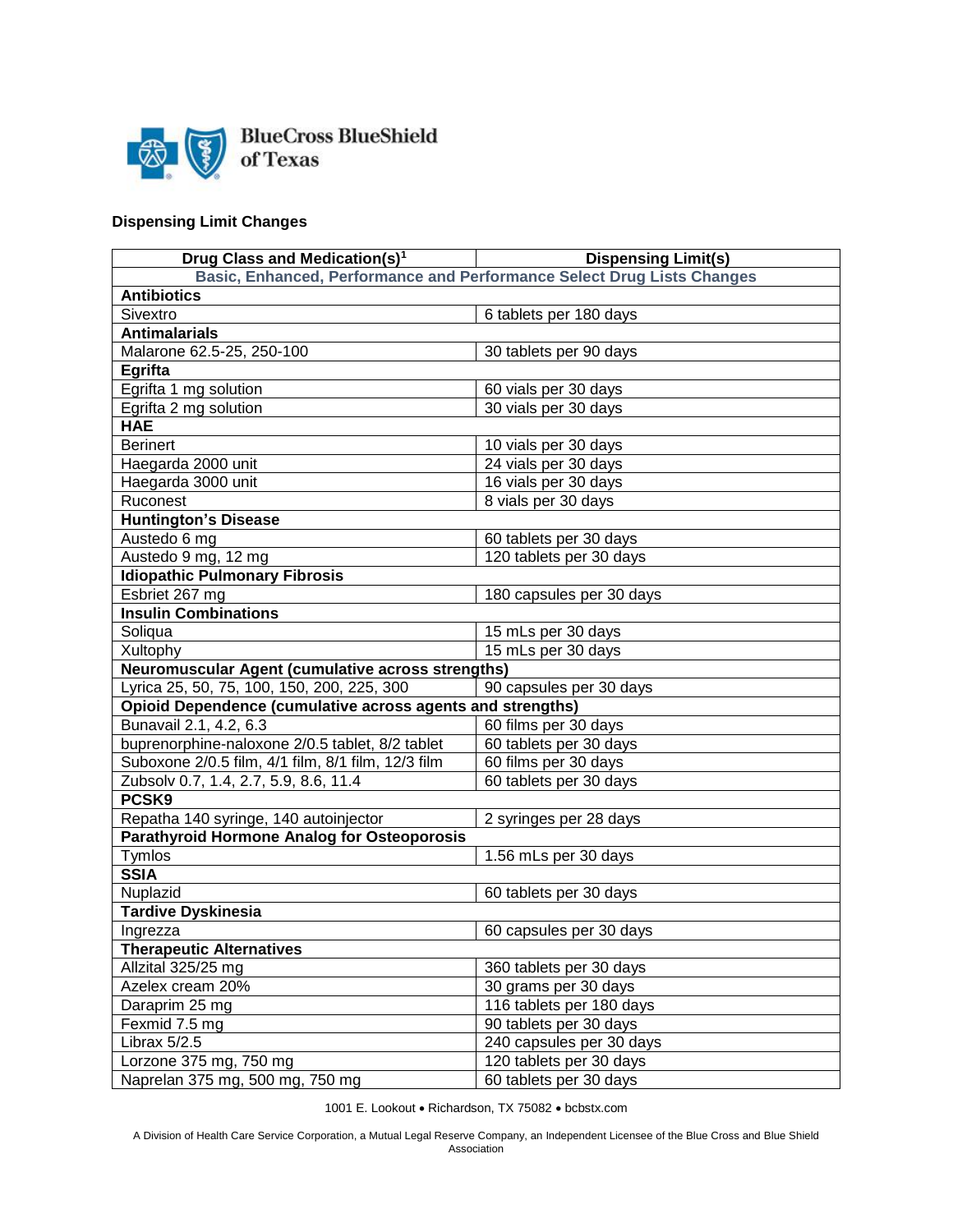BlueCross BlueShield of Texas

## Dispensing Limit Changes

| Drug Class and Medication(s)[1] | Dispensing Limit(s) |
|---|---|
| **Basic, Enhanced, Performance and Performance Select Drug Lists Changes** | |
| **Antibiotics** | |
| Sivextro | 6 tablets per 180 days |
| **Antimalarials** | |
| Malarone 62.5-25, 250-100 | 30 tablets per 90 days |
| **Egrifta** | |
| Egrifta 1 mg solution | 60 vials per 30 days |
| Egrifta 2 mg solution | 30 vials per 30 days |
| **HAE** | |
| Berinert | 10 vials per 30 days |
| Haegarda 2000 unit | 24 vials per 30 days |
| Haegarda 3000 unit | 16 vials per 30 days |
| Ruconest | 8 vials per 30 days |
| **Huntington's Disease** | |
| Austedo 6 mg | 60 tablets per 30 days |
| Austedo 9 mg, 12 mg | 120 tablets per 30 days |
| **Idiopathic Pulmonary Fibrosis** | |
| Esbriet 267 mg | 180 capsules per 30 days |
| **Insulin Combinations** | |
| Soliqua | 15 mLs per 30 days |
| Xultophy | 15 mLs per 30 days |
| **Neuromuscular Agent (cumulative across strengths)** | |
| Lyrica 25, 50, 75, 100, 150, 200, 225, 300 | 90 capsules per 30 days |
| **Opioid Dependence (cumulative across agents and strengths)** | |
| Bunavail 2.1, 4.2, 6.3 | 60 films per 30 days |
| buprenorphine-naloxone 2/0.5 tablet, 8/2 tablet | 60 tablets per 30 days |
| Suboxone 2/0.5 film, 4/1 film, 8/1 film, 12/3 film | 60 films per 30 days |
| Zubsolv 0.7, 1.4, 2.7, 5.9, 8.6, 11.4 | 60 tablets per 30 days |
| **PCSK9** | |
| Repatha 140 syringe, 140 autoinjector | 2 syringes per 28 days |
| **Parathyroid Hormone Analog for Osteoporosis** | |
| Tymlos | 1.56 mLs per 30 days |
| **SSIA** | |
| Nuplazid | 60 tablets per 30 days |
| **Tardive Dyskinesia** | |
| Ingrezza | 60 capsules per 30 days |
| **Therapeutic Alternatives** | |
| Allzital 325/25 mg | 360 tablets per 30 days |
| Azelex cream 20% | 30 grams per 30 days |
| Daraprim 25 mg | 116 tablets per 180 days |
| Fexmid 7.5 mg | 90 tablets per 30 days |
| Librax 5/2.5 | 240 capsules per 30 days |
| Lorzone 375 mg, 750 mg | 120 tablets per 30 days |
| Naprelan 375 mg, 500 mg, 750 mg | 60 tablets per 30 days |

1001 E. Lookout • Richardson, TX 75082 • bcbstx.com

A Division of Health Care Service Corporation, a Mutual Legal Reserve Company, an Independent Licensee of the Blue Cross and Blue Shield Association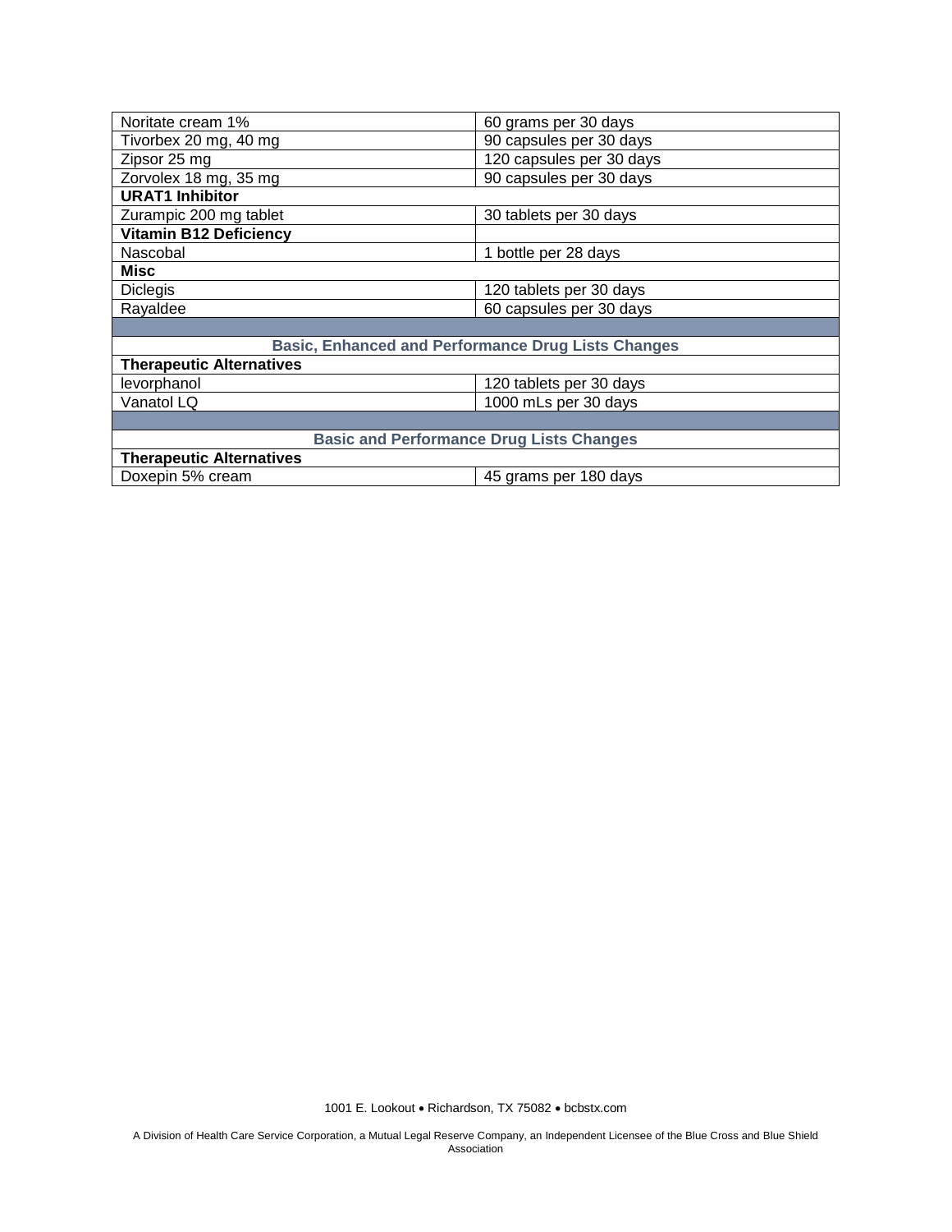| | |
|---|---|
| Noritate cream 1% | 60 grams per 30 days |
| Tivorbex 20 mg, 40 mg | 90 capsules per 30 days |
| Zipsor 25 mg | 120 capsules per 30 days |
| Zorvolex 18 mg, 35 mg | 90 capsules per 30 days |
| **URAT1 Inhibitor** | |
| Zurampic 200 mg tablet | 30 tablets per 30 days |
| **Vitamin B12 Deficiency** | |
| Nascobal | 1 bottle per 28 days |
| **Misc** | |
| Diclegis | 120 tablets per 30 days |
| Rayaldee | 60 capsules per 30 days |
| | |
| **Basic, Enhanced and Performance Drug Lists Changes** | |
| **Therapeutic Alternatives** | |
| levorphanol | 120 tablets per 30 days |
| Vanatol LQ | 1000 mLs per 30 days |
| | |
| **Basic and Performance Drug Lists Changes** | |
| **Therapeutic Alternatives** | |
| Doxepin 5% cream | 45 grams per 180 days |

1001 E. Lookout • Richardson, TX 75082 • bcbstx.com

A Division of Health Care Service Corporation, a Mutual Legal Reserve Company, an Independent Licensee of the Blue Cross and Blue Shield Association